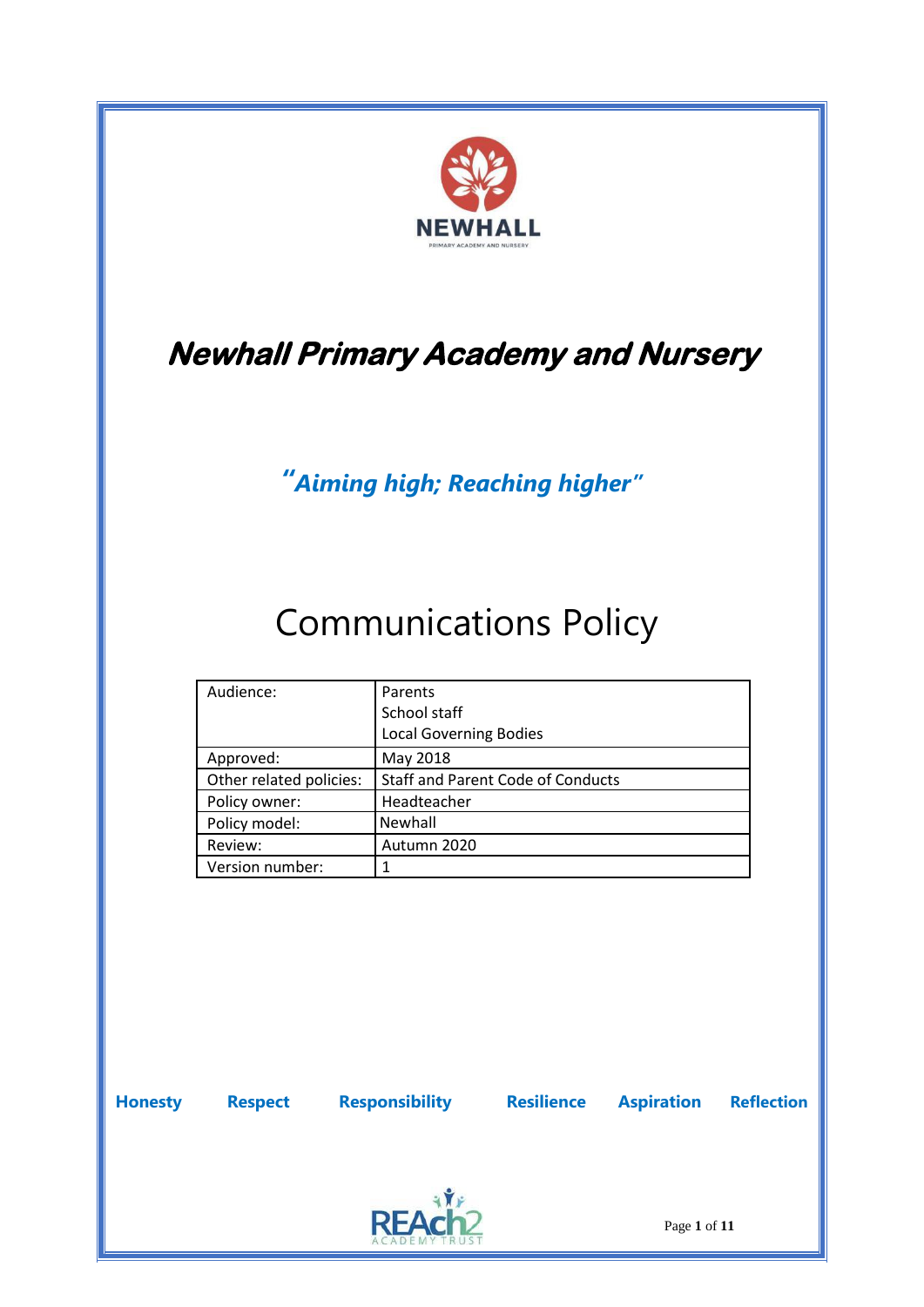NEWHALL

PRIMARY ACADEMY AND NURSERY

# *Newhall Primary Academy and Nursery*

***"Aiming high; Reaching higher"***

# Communications Policy

| Audience: | Parents<br>School staff<br>Local Governing Bodies |
|---|---|
| Approved: | May 2018 |
| Other related policies: | Staff and Parent Code of Conducts |
| Policy owner: | Headteacher |
| Policy model: | Newhall |
| Review: | Autumn 2020 |
| Version number: | 1 |

**Honesty** **Respect** **Responsibility** **Resilience** **Aspiration** **Reflection**

REAch2 ACADEMY TRUST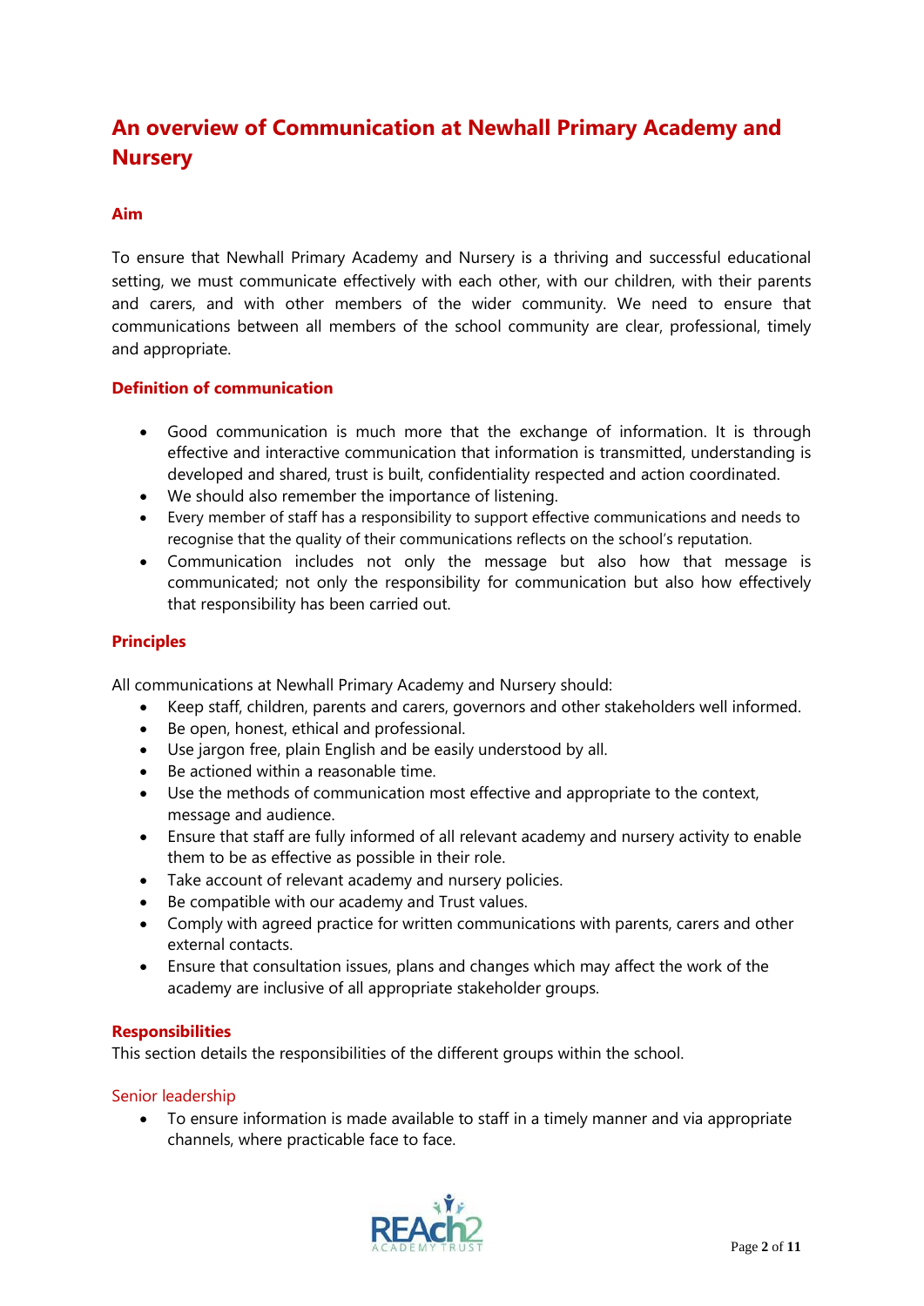# An overview of Communication at Newhall Primary Academy and Nursery

## Aim

To ensure that Newhall Primary Academy and Nursery is a thriving and successful educational setting, we must communicate effectively with each other, with our children, with their parents and carers, and with other members of the wider community. We need to ensure that communications between all members of the school community are clear, professional, timely and appropriate.

## Definition of communication

- Good communication is much more that the exchange of information. It is through effective and interactive communication that information is transmitted, understanding is developed and shared, trust is built, confidentiality respected and action coordinated.
- We should also remember the importance of listening.
- Every member of staff has a responsibility to support effective communications and needs to recognise that the quality of their communications reflects on the school's reputation.
- Communication includes not only the message but also how that message is communicated; not only the responsibility for communication but also how effectively that responsibility has been carried out.

## Principles

All communications at Newhall Primary Academy and Nursery should:

- Keep staff, children, parents and carers, governors and other stakeholders well informed.
- Be open, honest, ethical and professional.
- Use jargon free, plain English and be easily understood by all.
- Be actioned within a reasonable time.
- Use the methods of communication most effective and appropriate to the context, message and audience.
- Ensure that staff are fully informed of all relevant academy and nursery activity to enable them to be as effective as possible in their role.
- Take account of relevant academy and nursery policies.
- Be compatible with our academy and Trust values.
- Comply with agreed practice for written communications with parents, carers and other external contacts.
- Ensure that consultation issues, plans and changes which may affect the work of the academy are inclusive of all appropriate stakeholder groups.

## Responsibilities

This section details the responsibilities of the different groups within the school.

### Senior leadership

- To ensure information is made available to staff in a timely manner and via appropriate channels, where practicable face to face.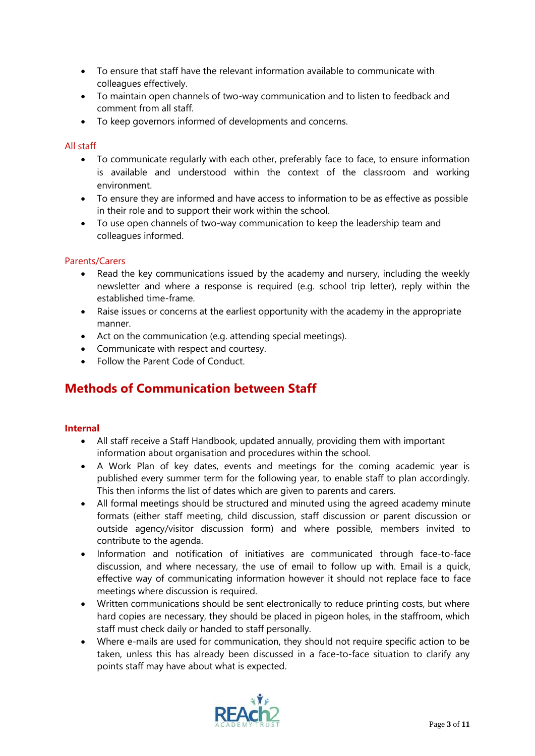- To ensure that staff have the relevant information available to communicate with colleagues effectively.
- To maintain open channels of two-way communication and to listen to feedback and comment from all staff.
- To keep governors informed of developments and concerns.

### All staff

- To communicate regularly with each other, preferably face to face, to ensure information is available and understood within the context of the classroom and working environment.
- To ensure they are informed and have access to information to be as effective as possible in their role and to support their work within the school.
- To use open channels of two-way communication to keep the leadership team and colleagues informed.

### Parents/Carers

- Read the key communications issued by the academy and nursery, including the weekly newsletter and where a response is required (e.g. school trip letter), reply within the established time-frame.
- Raise issues or concerns at the earliest opportunity with the academy in the appropriate manner.
- Act on the communication (e.g. attending special meetings).
- Communicate with respect and courtesy.
- Follow the Parent Code of Conduct.

## Methods of Communication between Staff

### Internal

- All staff receive a Staff Handbook, updated annually, providing them with important information about organisation and procedures within the school.
- A Work Plan of key dates, events and meetings for the coming academic year is published every summer term for the following year, to enable staff to plan accordingly. This then informs the list of dates which are given to parents and carers.
- All formal meetings should be structured and minuted using the agreed academy minute formats (either staff meeting, child discussion, staff discussion or parent discussion or outside agency/visitor discussion form) and where possible, members invited to contribute to the agenda.
- Information and notification of initiatives are communicated through face-to-face discussion, and where necessary, the use of email to follow up with. Email is a quick, effective way of communicating information however it should not replace face to face meetings where discussion is required.
- Written communications should be sent electronically to reduce printing costs, but where hard copies are necessary, they should be placed in pigeon holes, in the staffroom, which staff must check daily or handed to staff personally.
- Where e-mails are used for communication, they should not require specific action to be taken, unless this has already been discussed in a face-to-face situation to clarify any points staff may have about what is expected.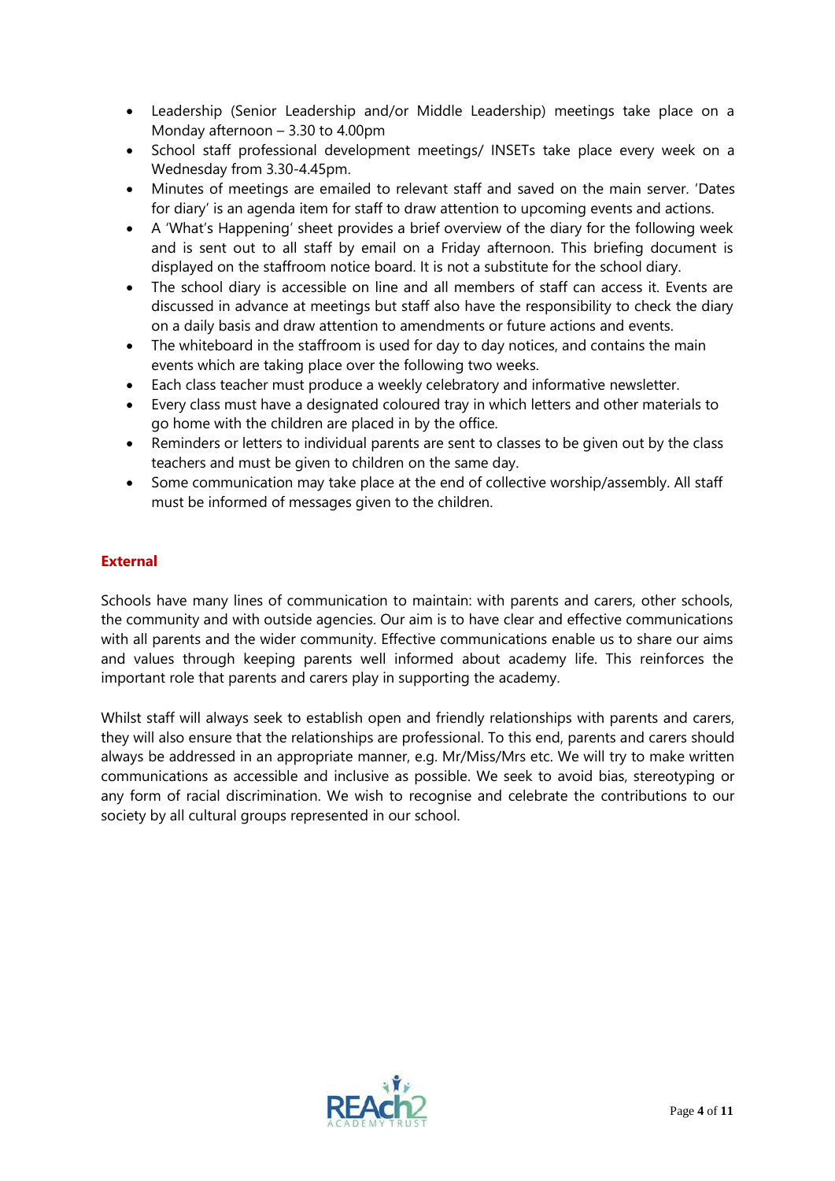- Leadership (Senior Leadership and/or Middle Leadership) meetings take place on a Monday afternoon – 3.30 to 4.00pm
- School staff professional development meetings/ INSETs take place every week on a Wednesday from 3.30-4.45pm.
- Minutes of meetings are emailed to relevant staff and saved on the main server. 'Dates for diary' is an agenda item for staff to draw attention to upcoming events and actions.
- A 'What's Happening' sheet provides a brief overview of the diary for the following week and is sent out to all staff by email on a Friday afternoon. This briefing document is displayed on the staffroom notice board. It is not a substitute for the school diary.
- The school diary is accessible on line and all members of staff can access it. Events are discussed in advance at meetings but staff also have the responsibility to check the diary on a daily basis and draw attention to amendments or future actions and events.
- The whiteboard in the staffroom is used for day to day notices, and contains the main events which are taking place over the following two weeks.
- Each class teacher must produce a weekly celebratory and informative newsletter.
- Every class must have a designated coloured tray in which letters and other materials to go home with the children are placed in by the office.
- Reminders or letters to individual parents are sent to classes to be given out by the class teachers and must be given to children on the same day.
- Some communication may take place at the end of collective worship/assembly. All staff must be informed of messages given to the children.

**External**

Schools have many lines of communication to maintain: with parents and carers, other schools, the community and with outside agencies. Our aim is to have clear and effective communications with all parents and the wider community. Effective communications enable us to share our aims and values through keeping parents well informed about academy life. This reinforces the important role that parents and carers play in supporting the academy.

Whilst staff will always seek to establish open and friendly relationships with parents and carers, they will also ensure that the relationships are professional. To this end, parents and carers should always be addressed in an appropriate manner, e.g. Mr/Miss/Mrs etc. We will try to make written communications as accessible and inclusive as possible. We seek to avoid bias, stereotyping or any form of racial discrimination. We wish to recognise and celebrate the contributions to our society by all cultural groups represented in our school.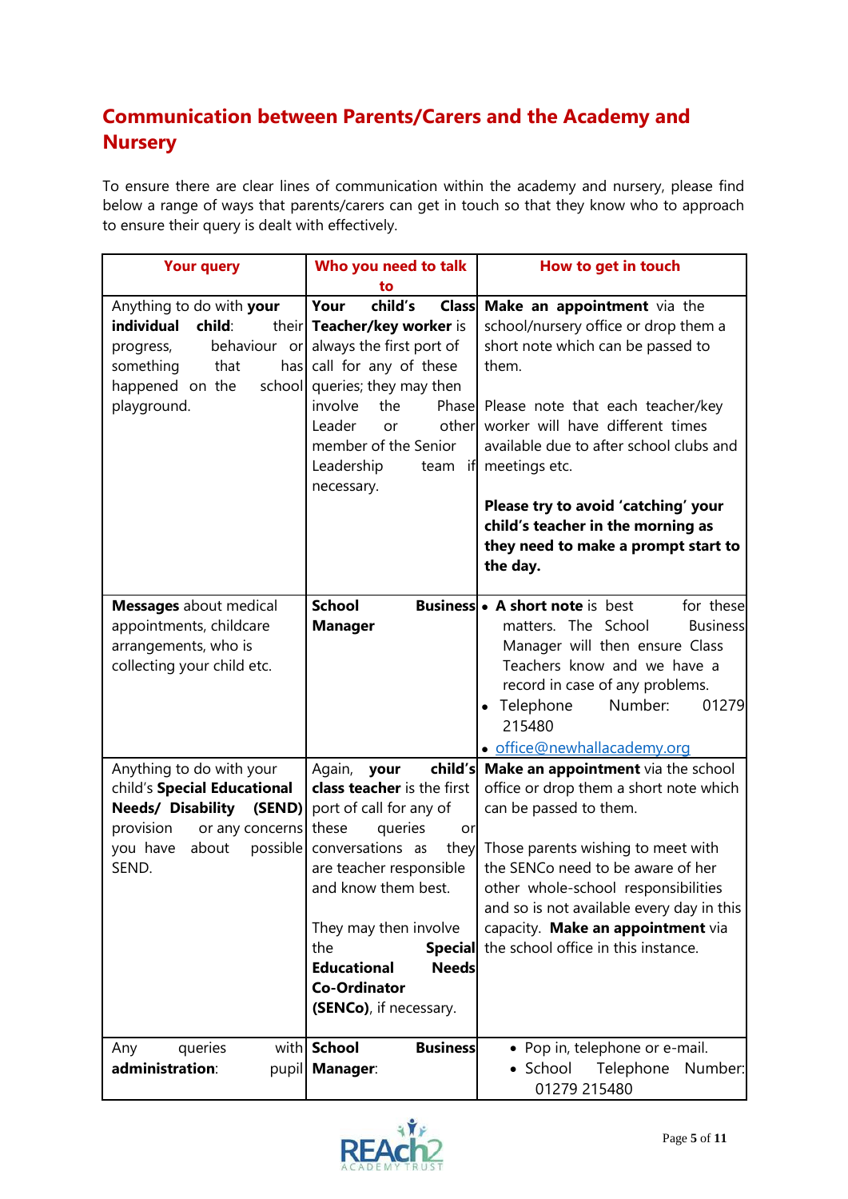## Communication between Parents/Carers and the Academy and Nursery

To ensure there are clear lines of communication within the academy and nursery, please find below a range of ways that parents/carers can get in touch so that they know who to approach to ensure their query is dealt with effectively.

| Your query | Who you need to talk to | How to get in touch |
|---|---|---|
| Anything to do with **your individual child**: their progress, behaviour or something that has happened on the school playground. | **Your child's Class Teacher/key worker** is always the first port of call for any of these queries; they may then involve the Phase Leader or other member of the Senior Leadership team if necessary. | **Make an appointment** via the school/nursery office or drop them a short note which can be passed to them.<br><br>Please note that each teacher/key worker will have different times available due to after school clubs and meetings etc.<br><br>**Please try to avoid 'catching' your child's teacher in the morning as they need to make a prompt start to the day.** |
| **Messages** about medical appointments, childcare arrangements, who is collecting your child etc. | **School Business Manager** | • **A short note** is best for these matters. The School Business Manager will then ensure Class Teachers know and we have a record in case of any problems.<br>• Telephone Number: 01279 215480<br>• office@newhallacademy.org |
| Anything to do with your child's **Special Educational Needs/ Disability (SEND)** provision or any concerns you have about possible SEND. | Again, **your child's class teacher** is the first port of call for any of these queries or conversations as they are teacher responsible and know them best.<br><br>They may then involve the **Special Educational Needs Co-Ordinator (SENCo)**, if necessary. | **Make an appointment** via the school office or drop them a short note which can be passed to them.<br><br>Those parents wishing to meet with the SENCo need to be aware of her other whole-school responsibilities and so is not available every day in this capacity. **Make an appointment** via the school office in this instance. |
| Any queries with pupil **administration**: | **School Business Manager**: | • Pop in, telephone or e-mail.<br>• School Telephone Number: 01279 215480 |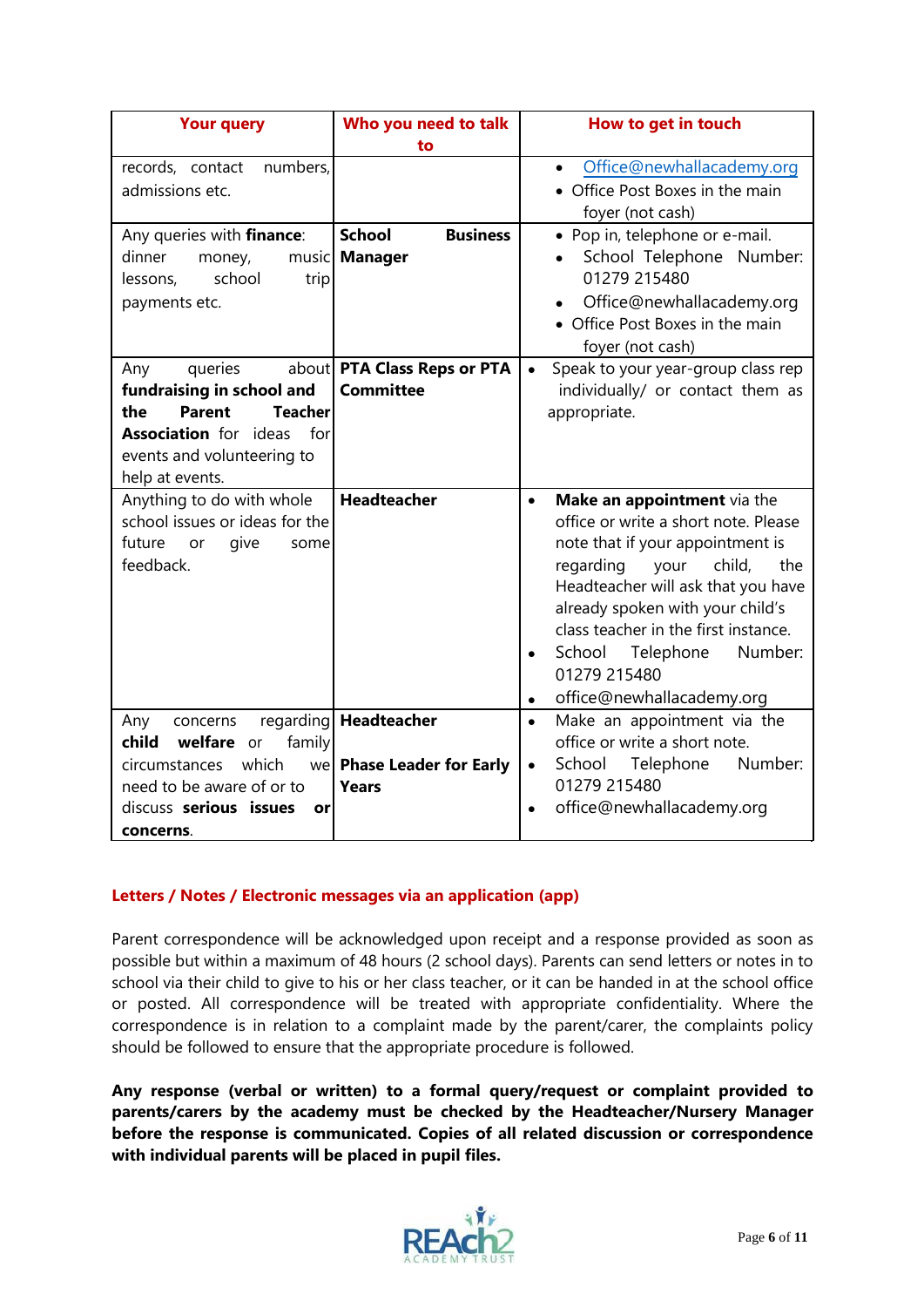| Your query | Who you need to talk to | How to get in touch |
|---|---|---|
| records, contact numbers, admissions etc. | | • Office@newhallacademy.org<br>• Office Post Boxes in the main foyer (not cash) |
| Any queries with **finance**: dinner money, music lessons, school trip payments etc. | **School Business Manager** | • Pop in, telephone or e-mail.<br>• School Telephone Number: 01279 215480<br>• Office@newhallacademy.org<br>• Office Post Boxes in the main foyer (not cash) |
| Any queries about **fundraising in school and the Parent Teacher Association** for ideas for events and volunteering to help at events. | **PTA Class Reps or PTA Committee** | • Speak to your year-group class rep individually/ or contact them as appropriate. |
| Anything to do with whole school issues or ideas for the future or give some feedback. | **Headteacher** | • **Make an appointment** via the office or write a short note. Please note that if your appointment is regarding your child, the Headteacher will ask that you have already spoken with your child's class teacher in the first instance.<br>• School Telephone Number: 01279 215480<br>• office@newhallacademy.org |
| Any concerns regarding **child welfare** or family circumstances which we need to be aware of or to discuss **serious issues or concerns**. | **Headteacher**<br><br>**Phase Leader for Early Years** | • Make an appointment via the office or write a short note.<br>• School Telephone Number: 01279 215480<br>• office@newhallacademy.org |

## Letters / Notes / Electronic messages via an application (app)

Parent correspondence will be acknowledged upon receipt and a response provided as soon as possible but within a maximum of 48 hours (2 school days). Parents can send letters or notes in to school via their child to give to his or her class teacher, or it can be handed in at the school office or posted. All correspondence will be treated with appropriate confidentiality. Where the correspondence is in relation to a complaint made by the parent/carer, the complaints policy should be followed to ensure that the appropriate procedure is followed.

**Any response (verbal or written) to a formal query/request or complaint provided to parents/carers by the academy must be checked by the Headteacher/Nursery Manager before the response is communicated. Copies of all related discussion or correspondence with individual parents will be placed in pupil files.**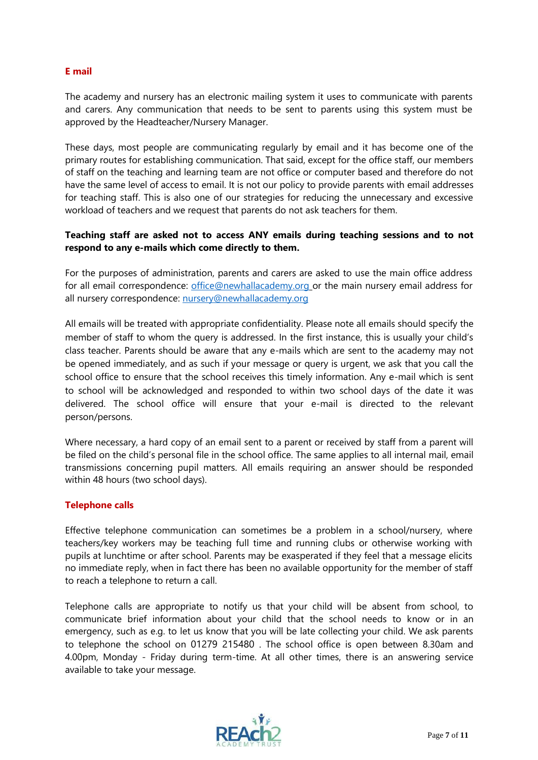## E mail

The academy and nursery has an electronic mailing system it uses to communicate with parents and carers. Any communication that needs to be sent to parents using this system must be approved by the Headteacher/Nursery Manager.

These days, most people are communicating regularly by email and it has become one of the primary routes for establishing communication. That said, except for the office staff, our members of staff on the teaching and learning team are not office or computer based and therefore do not have the same level of access to email. It is not our policy to provide parents with email addresses for teaching staff. This is also one of our strategies for reducing the unnecessary and excessive workload of teachers and we request that parents do not ask teachers for them.

**Teaching staff are asked not to access ANY emails during teaching sessions and to not respond to any e-mails which come directly to them.**

For the purposes of administration, parents and carers are asked to use the main office address for all email correspondence: office@newhallacademy.org or the main nursery email address for all nursery correspondence: nursery@newhallacademy.org

All emails will be treated with appropriate confidentiality. Please note all emails should specify the member of staff to whom the query is addressed. In the first instance, this is usually your child's class teacher. Parents should be aware that any e-mails which are sent to the academy may not be opened immediately, and as such if your message or query is urgent, we ask that you call the school office to ensure that the school receives this timely information. Any e-mail which is sent to school will be acknowledged and responded to within two school days of the date it was delivered. The school office will ensure that your e-mail is directed to the relevant person/persons.

Where necessary, a hard copy of an email sent to a parent or received by staff from a parent will be filed on the child's personal file in the school office. The same applies to all internal mail, email transmissions concerning pupil matters. All emails requiring an answer should be responded within 48 hours (two school days).

## Telephone calls

Effective telephone communication can sometimes be a problem in a school/nursery, where teachers/key workers may be teaching full time and running clubs or otherwise working with pupils at lunchtime or after school. Parents may be exasperated if they feel that a message elicits no immediate reply, when in fact there has been no available opportunity for the member of staff to reach a telephone to return a call.

Telephone calls are appropriate to notify us that your child will be absent from school, to communicate brief information about your child that the school needs to know or in an emergency, such as e.g. to let us know that you will be late collecting your child. We ask parents to telephone the school on 01279 215480 . The school office is open between 8.30am and 4.00pm, Monday - Friday during term-time. At all other times, there is an answering service available to take your message.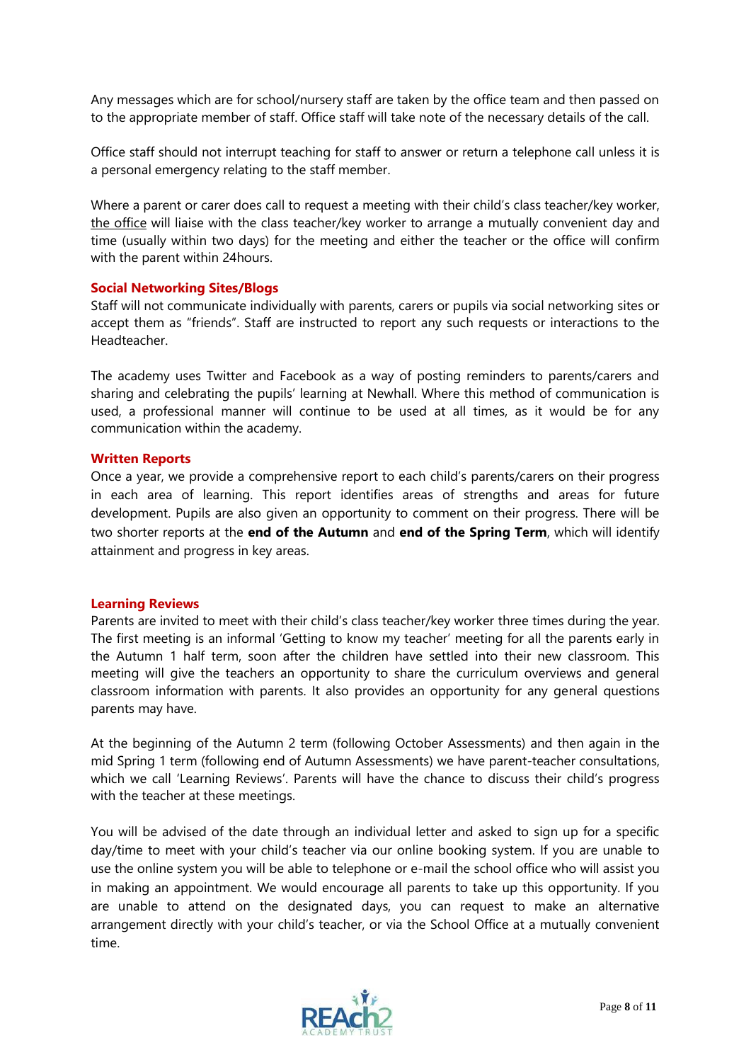Any messages which are for school/nursery staff are taken by the office team and then passed on to the appropriate member of staff. Office staff will take note of the necessary details of the call.

Office staff should not interrupt teaching for staff to answer or return a telephone call unless it is a personal emergency relating to the staff member.

Where a parent or carer does call to request a meeting with their child's class teacher/key worker, the office will liaise with the class teacher/key worker to arrange a mutually convenient day and time (usually within two days) for the meeting and either the teacher or the office will confirm with the parent within 24hours.

**Social Networking Sites/Blogs**

Staff will not communicate individually with parents, carers or pupils via social networking sites or accept them as "friends". Staff are instructed to report any such requests or interactions to the Headteacher.

The academy uses Twitter and Facebook as a way of posting reminders to parents/carers and sharing and celebrating the pupils' learning at Newhall. Where this method of communication is used, a professional manner will continue to be used at all times, as it would be for any communication within the academy.

**Written Reports**

Once a year, we provide a comprehensive report to each child's parents/carers on their progress in each area of learning. This report identifies areas of strengths and areas for future development. Pupils are also given an opportunity to comment on their progress. There will be two shorter reports at the **end of the Autumn** and **end of the Spring Term**, which will identify attainment and progress in key areas.

**Learning Reviews**

Parents are invited to meet with their child's class teacher/key worker three times during the year. The first meeting is an informal 'Getting to know my teacher' meeting for all the parents early in the Autumn 1 half term, soon after the children have settled into their new classroom. This meeting will give the teachers an opportunity to share the curriculum overviews and general classroom information with parents. It also provides an opportunity for any general questions parents may have.

At the beginning of the Autumn 2 term (following October Assessments) and then again in the mid Spring 1 term (following end of Autumn Assessments) we have parent-teacher consultations, which we call 'Learning Reviews'. Parents will have the chance to discuss their child's progress with the teacher at these meetings.

You will be advised of the date through an individual letter and asked to sign up for a specific day/time to meet with your child's teacher via our online booking system. If you are unable to use the online system you will be able to telephone or e-mail the school office who will assist you in making an appointment. We would encourage all parents to take up this opportunity. If you are unable to attend on the designated days, you can request to make an alternative arrangement directly with your child's teacher, or via the School Office at a mutually convenient time.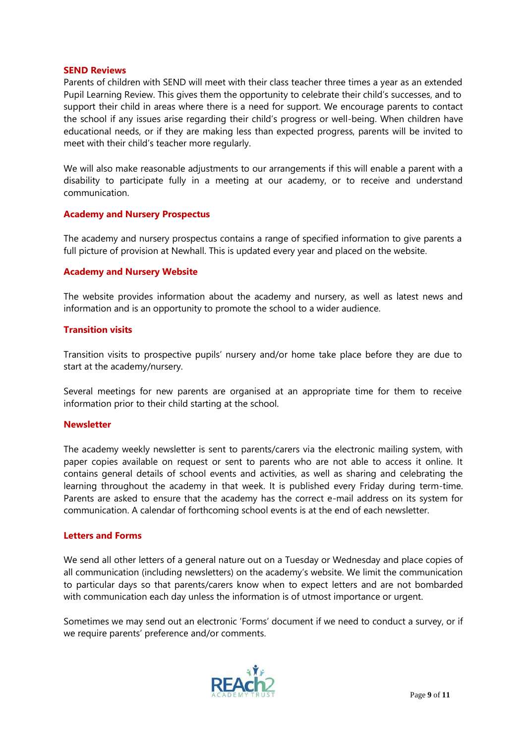### SEND Reviews

Parents of children with SEND will meet with their class teacher three times a year as an extended Pupil Learning Review. This gives them the opportunity to celebrate their child's successes, and to support their child in areas where there is a need for support. We encourage parents to contact the school if any issues arise regarding their child's progress or well-being. When children have educational needs, or if they are making less than expected progress, parents will be invited to meet with their child's teacher more regularly.

We will also make reasonable adjustments to our arrangements if this will enable a parent with a disability to participate fully in a meeting at our academy, or to receive and understand communication.

### Academy and Nursery Prospectus

The academy and nursery prospectus contains a range of specified information to give parents a full picture of provision at Newhall. This is updated every year and placed on the website.

### Academy and Nursery Website

The website provides information about the academy and nursery, as well as latest news and information and is an opportunity to promote the school to a wider audience.

### Transition visits

Transition visits to prospective pupils' nursery and/or home take place before they are due to start at the academy/nursery.

Several meetings for new parents are organised at an appropriate time for them to receive information prior to their child starting at the school.

### Newsletter

The academy weekly newsletter is sent to parents/carers via the electronic mailing system, with paper copies available on request or sent to parents who are not able to access it online. It contains general details of school events and activities, as well as sharing and celebrating the learning throughout the academy in that week. It is published every Friday during term-time. Parents are asked to ensure that the academy has the correct e-mail address on its system for communication. A calendar of forthcoming school events is at the end of each newsletter.

### Letters and Forms

We send all other letters of a general nature out on a Tuesday or Wednesday and place copies of all communication (including newsletters) on the academy's website. We limit the communication to particular days so that parents/carers know when to expect letters and are not bombarded with communication each day unless the information is of utmost importance or urgent.

Sometimes we may send out an electronic 'Forms' document if we need to conduct a survey, or if we require parents' preference and/or comments.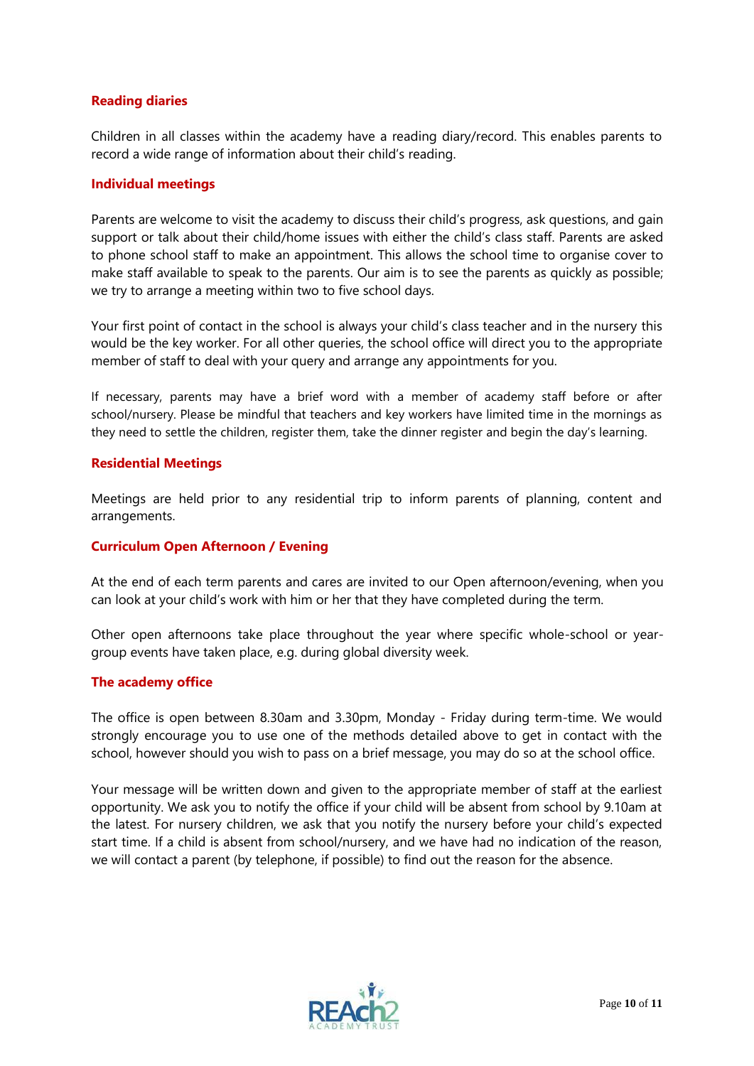### Reading diaries

Children in all classes within the academy have a reading diary/record. This enables parents to record a wide range of information about their child's reading.

### Individual meetings

Parents are welcome to visit the academy to discuss their child's progress, ask questions, and gain support or talk about their child/home issues with either the child's class staff. Parents are asked to phone school staff to make an appointment. This allows the school time to organise cover to make staff available to speak to the parents. Our aim is to see the parents as quickly as possible; we try to arrange a meeting within two to five school days.

Your first point of contact in the school is always your child's class teacher and in the nursery this would be the key worker. For all other queries, the school office will direct you to the appropriate member of staff to deal with your query and arrange any appointments for you.

If necessary, parents may have a brief word with a member of academy staff before or after school/nursery. Please be mindful that teachers and key workers have limited time in the mornings as they need to settle the children, register them, take the dinner register and begin the day's learning.

### Residential Meetings

Meetings are held prior to any residential trip to inform parents of planning, content and arrangements.

### Curriculum Open Afternoon / Evening

At the end of each term parents and cares are invited to our Open afternoon/evening, when you can look at your child's work with him or her that they have completed during the term.

Other open afternoons take place throughout the year where specific whole-school or year-group events have taken place, e.g. during global diversity week.

### The academy office

The office is open between 8.30am and 3.30pm, Monday - Friday during term-time. We would strongly encourage you to use one of the methods detailed above to get in contact with the school, however should you wish to pass on a brief message, you may do so at the school office.

Your message will be written down and given to the appropriate member of staff at the earliest opportunity. We ask you to notify the office if your child will be absent from school by 9.10am at the latest. For nursery children, we ask that you notify the nursery before your child's expected start time. If a child is absent from school/nursery, and we have had no indication of the reason, we will contact a parent (by telephone, if possible) to find out the reason for the absence.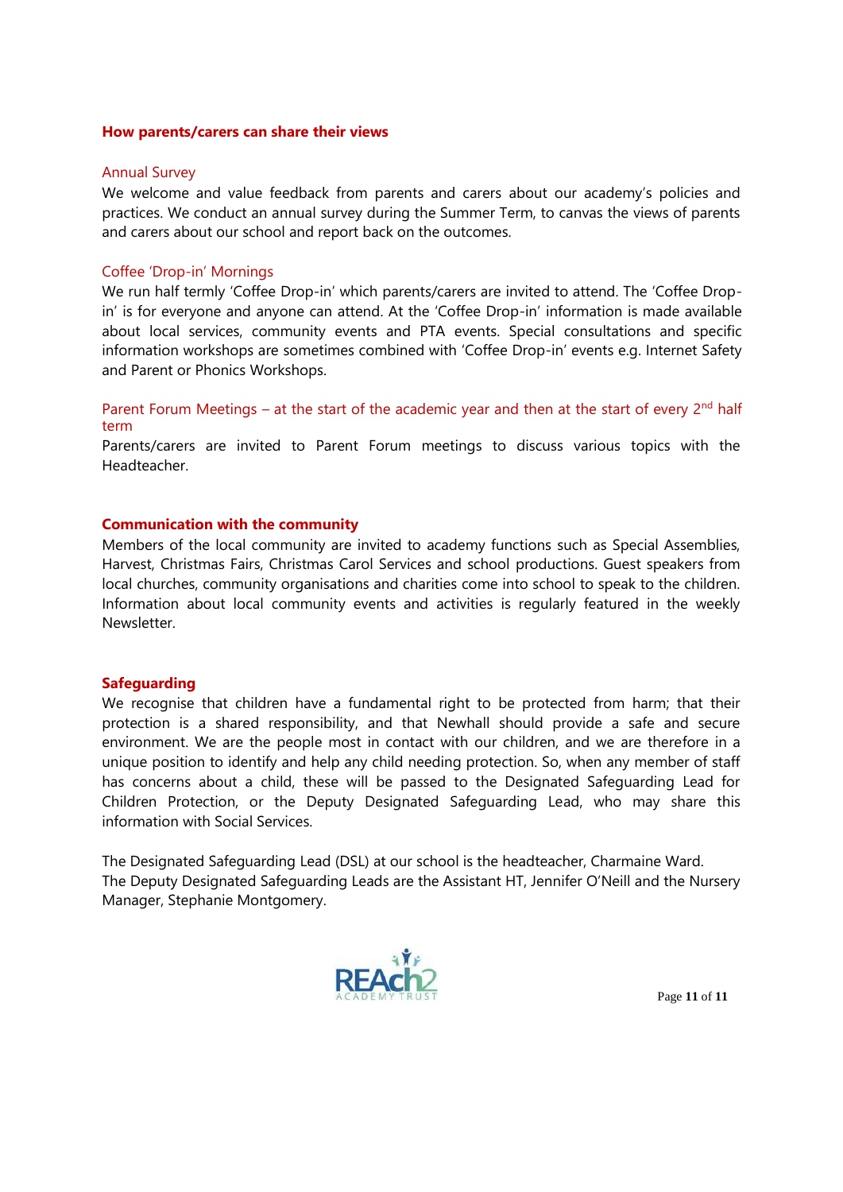## How parents/carers can share their views

### Annual Survey

We welcome and value feedback from parents and carers about our academy's policies and practices. We conduct an annual survey during the Summer Term, to canvas the views of parents and carers about our school and report back on the outcomes.

### Coffee 'Drop-in' Mornings

We run half termly 'Coffee Drop-in' which parents/carers are invited to attend. The 'Coffee Drop-in' is for everyone and anyone can attend. At the 'Coffee Drop-in' information is made available about local services, community events and PTA events. Special consultations and specific information workshops are sometimes combined with 'Coffee Drop-in' events e.g. Internet Safety and Parent or Phonics Workshops.

### Parent Forum Meetings – at the start of the academic year and then at the start of every 2nd half term

Parents/carers are invited to Parent Forum meetings to discuss various topics with the Headteacher.

## Communication with the community

Members of the local community are invited to academy functions such as Special Assemblies, Harvest, Christmas Fairs, Christmas Carol Services and school productions. Guest speakers from local churches, community organisations and charities come into school to speak to the children. Information about local community events and activities is regularly featured in the weekly Newsletter.

## Safeguarding

We recognise that children have a fundamental right to be protected from harm; that their protection is a shared responsibility, and that Newhall should provide a safe and secure environment. We are the people most in contact with our children, and we are therefore in a unique position to identify and help any child needing protection. So, when any member of staff has concerns about a child, these will be passed to the Designated Safeguarding Lead for Children Protection, or the Deputy Designated Safeguarding Lead, who may share this information with Social Services.

The Designated Safeguarding Lead (DSL) at our school is the headteacher, Charmaine Ward.
The Deputy Designated Safeguarding Leads are the Assistant HT, Jennifer O'Neill and the Nursery Manager, Stephanie Montgomery.